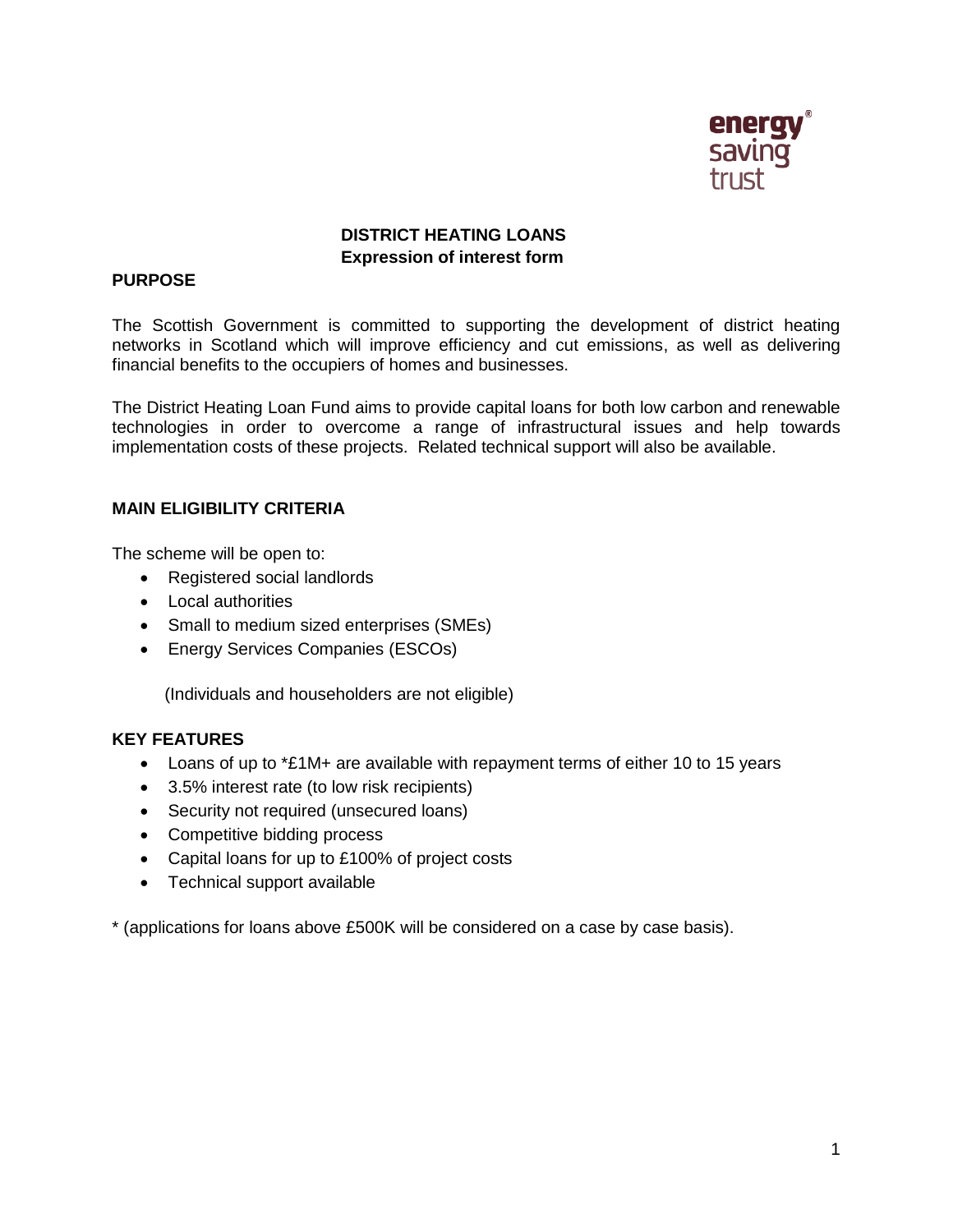energy saving trust

# DISTRICT HEATING LOANS
## Expression of interest form

## PURPOSE

The Scottish Government is committed to supporting the development of district heating networks in Scotland which will improve efficiency and cut emissions, as well as delivering financial benefits to the occupiers of homes and businesses.

The District Heating Loan Fund aims to provide capital loans for both low carbon and renewable technologies in order to overcome a range of infrastructural issues and help towards implementation costs of these projects. Related technical support will also be available.

## MAIN ELIGIBILITY CRITERIA

The scheme will be open to:

- Registered social landlords
- Local authorities
- Small to medium sized enterprises (SMEs)
- Energy Services Companies (ESCOs)

(Individuals and householders are not eligible)

## KEY FEATURES

- Loans of up to *£1M+ are available with repayment terms of either 10 to 15 years
- 3.5% interest rate (to low risk recipients)
- Security not required (unsecured loans)
- Competitive bidding process
- Capital loans for up to £100% of project costs
- Technical support available

* (applications for loans above £500K will be considered on a case by case basis).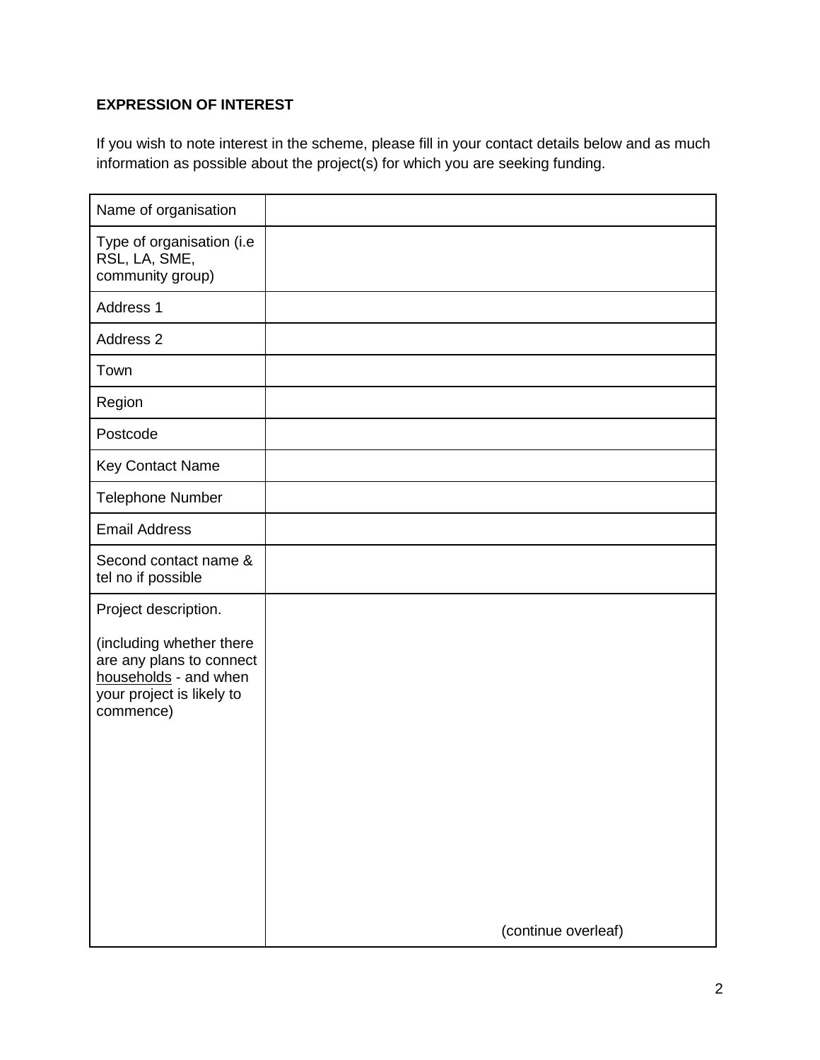**EXPRESSION OF INTEREST**

If you wish to note interest in the scheme, please fill in your contact details below and as much information as possible about the project(s) for which you are seeking funding.

| | |
|---|---|
| Name of organisation | |
| Type of organisation (i.e RSL, LA, SME, community group) | |
| Address 1 | |
| Address 2 | |
| Town | |
| Region | |
| Postcode | |
| Key Contact Name | |
| Telephone Number | |
| Email Address | |
| Second contact name & tel no if possible | |
| Project description.<br><br>(including whether there are any plans to connect <u>households</u> - and when your project is likely to commence) | (continue overleaf) |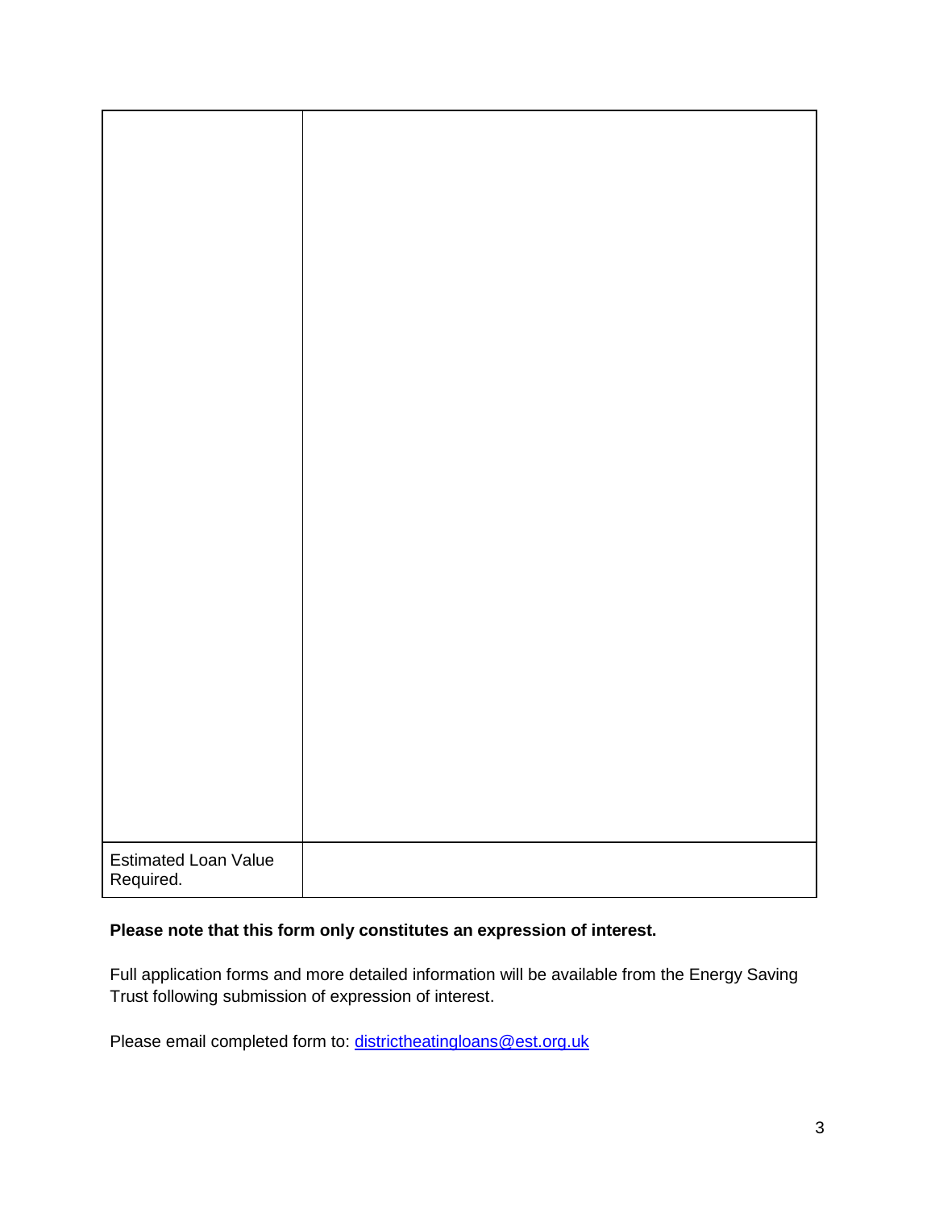| | |
|---|---|
| | |
| Estimated Loan Value Required. | |

**Please note that this form only constitutes an expression of interest.**

Full application forms and more detailed information will be available from the Energy Saving Trust following submission of expression of interest.

Please email completed form to: districtheatingloans@est.org.uk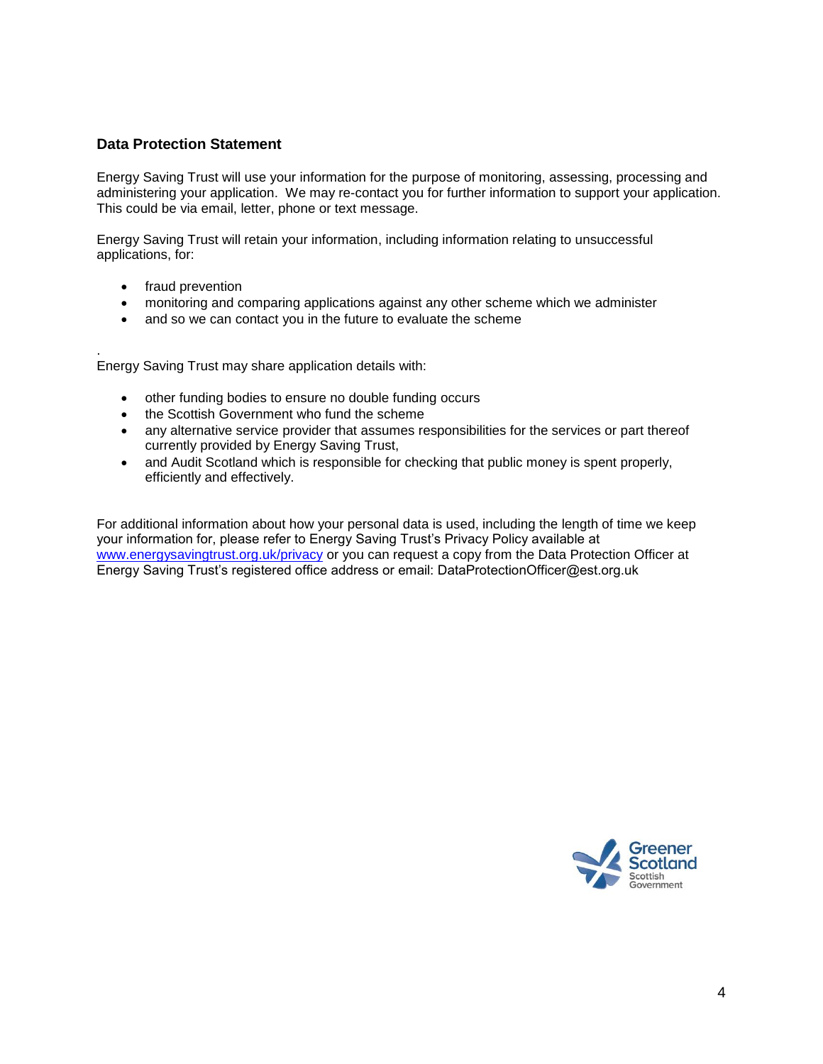### Data Protection Statement

Energy Saving Trust will use your information for the purpose of monitoring, assessing, processing and administering your application. We may re-contact you for further information to support your application. This could be via email, letter, phone or text message.

Energy Saving Trust will retain your information, including information relating to unsuccessful applications, for:

- fraud prevention
- monitoring and comparing applications against any other scheme which we administer
- and so we can contact you in the future to evaluate the scheme

.
Energy Saving Trust may share application details with:

- other funding bodies to ensure no double funding occurs
- the Scottish Government who fund the scheme
- any alternative service provider that assumes responsibilities for the services or part thereof currently provided by Energy Saving Trust,
- and Audit Scotland which is responsible for checking that public money is spent properly, efficiently and effectively.

For additional information about how your personal data is used, including the length of time we keep your information for, please refer to Energy Saving Trust's Privacy Policy available at www.energysavingtrust.org.uk/privacy or you can request a copy from the Data Protection Officer at Energy Saving Trust's registered office address or email: DataProtectionOfficer@est.org.uk

Greener Scotland
Scottish Government